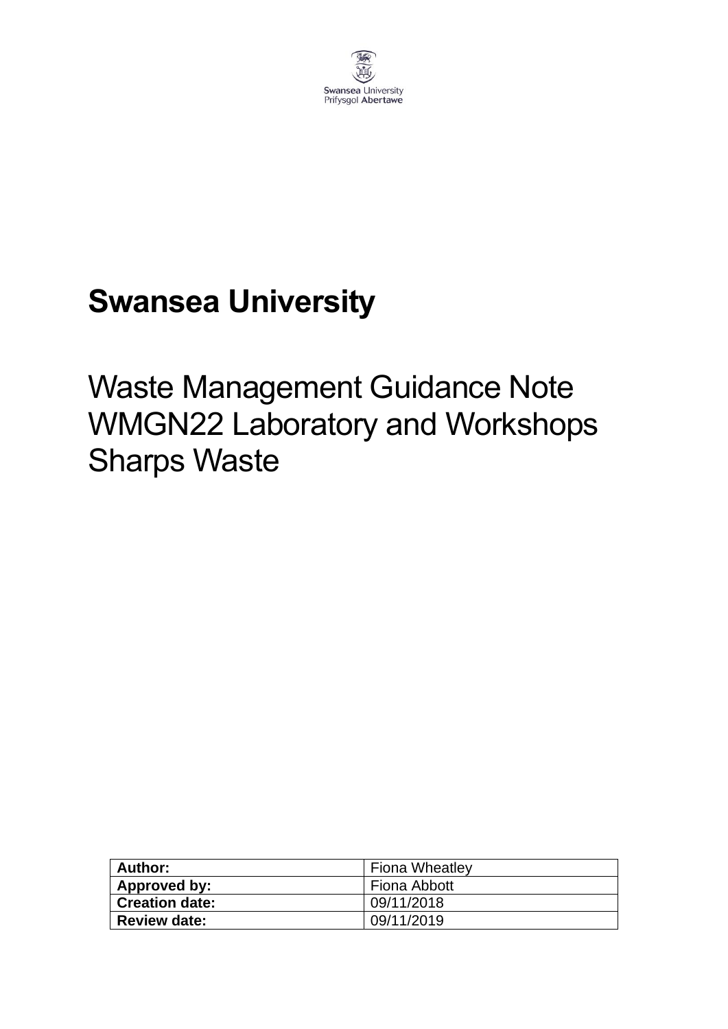Swansea University
Prifysgol Abertawe

# Swansea University

## Waste Management Guidance Note WMGN22 Laboratory and Workshops Sharps Waste

| **Author:** | Fiona Wheatley |
| --- | --- |
| **Approved by:** | Fiona Abbott |
| **Creation date:** | 09/11/2018 |
| **Review date:** | 09/11/2019 |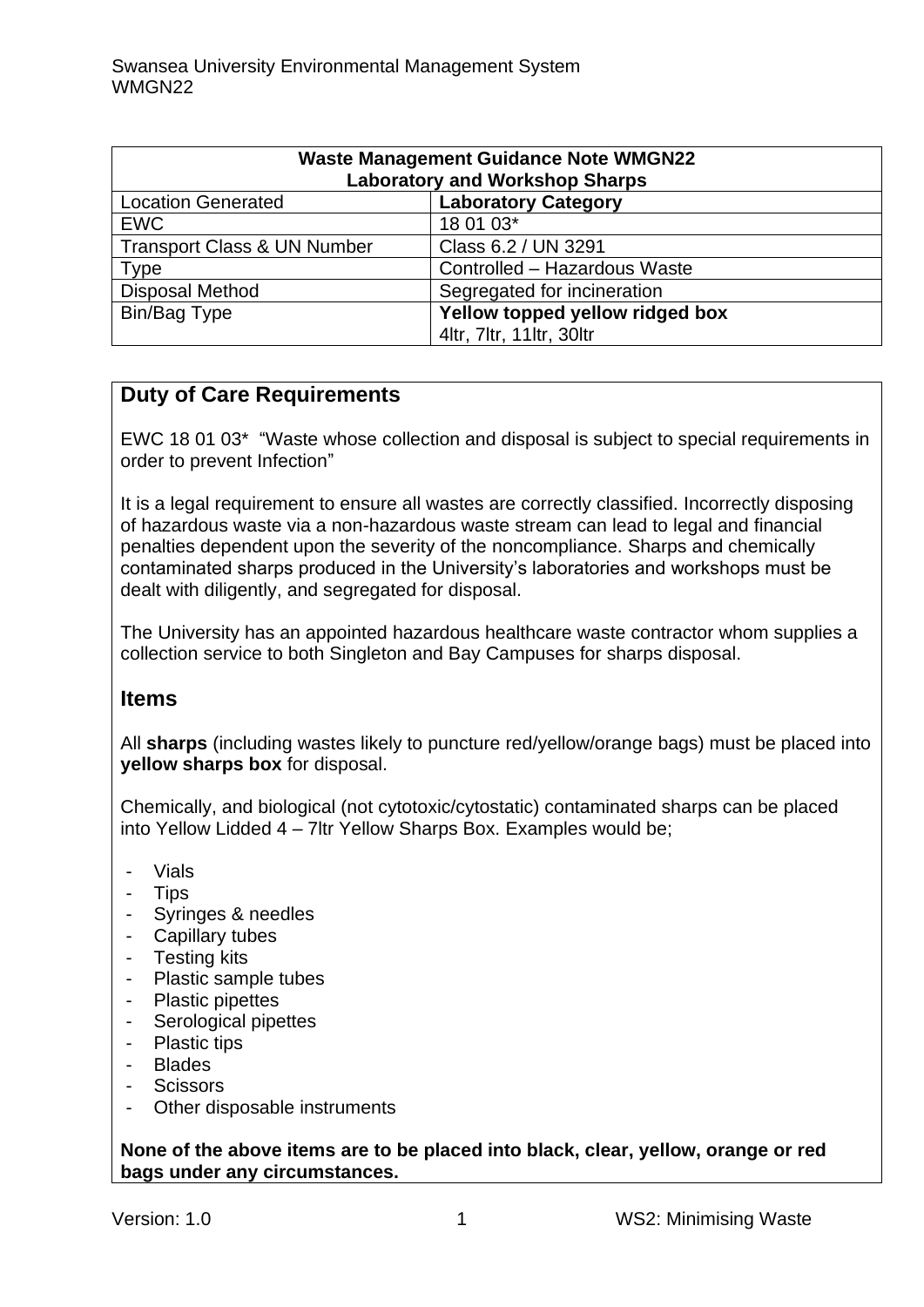| Waste Management Guidance Note WMGN22<br>Laboratory and Workshop Sharps | |
|---|---|
| Location Generated | **Laboratory Category** |
| EWC | 18 01 03* |
| Transport Class & UN Number | Class 6.2 / UN 3291 |
| Type | Controlled – Hazardous Waste |
| Disposal Method | Segregated for incineration |
| Bin/Bag Type | **Yellow topped yellow ridged box**<br>4ltr, 7ltr, 11ltr, 30ltr |

## Duty of Care Requirements

EWC 18 01 03* "Waste whose collection and disposal is subject to special requirements in order to prevent Infection"

It is a legal requirement to ensure all wastes are correctly classified. Incorrectly disposing of hazardous waste via a non-hazardous waste stream can lead to legal and financial penalties dependent upon the severity of the noncompliance. Sharps and chemically contaminated sharps produced in the University's laboratories and workshops must be dealt with diligently, and segregated for disposal.

The University has an appointed hazardous healthcare waste contractor whom supplies a collection service to both Singleton and Bay Campuses for sharps disposal.

## Items

All **sharps** (including wastes likely to puncture red/yellow/orange bags) must be placed into **yellow sharps box** for disposal.

Chemically, and biological (not cytotoxic/cytostatic) contaminated sharps can be placed into Yellow Lidded 4 – 7ltr Yellow Sharps Box. Examples would be;

- Vials
- Tips
- Syringes & needles
- Capillary tubes
- Testing kits
- Plastic sample tubes
- Plastic pipettes
- Serological pipettes
- Plastic tips
- Blades
- Scissors
- Other disposable instruments

**None of the above items are to be placed into black, clear, yellow, orange or red bags under any circumstances.**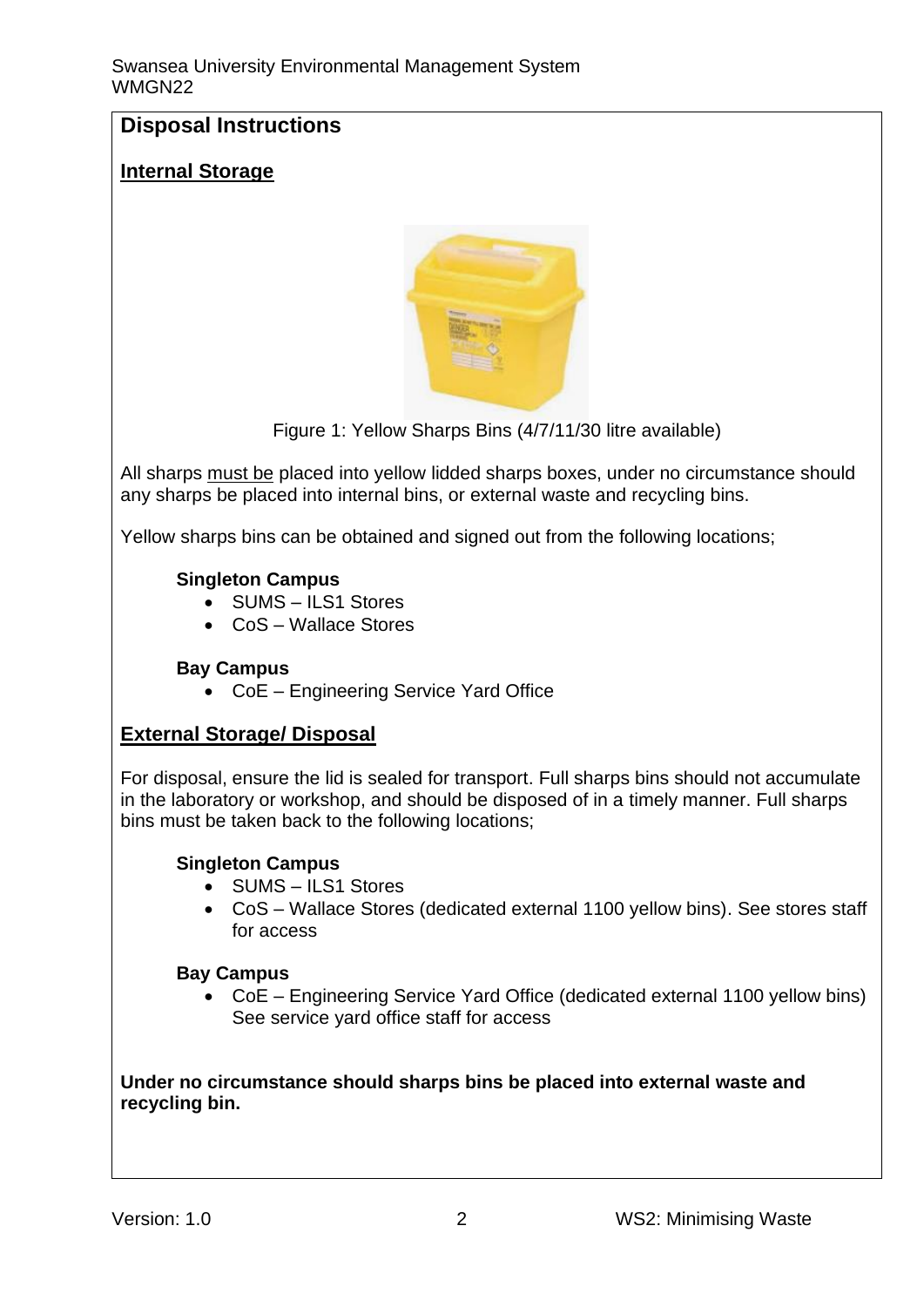## Disposal Instructions

### Internal Storage

Figure 1: Yellow Sharps Bins (4/7/11/30 litre available)

All sharps must be placed into yellow lidded sharps boxes, under no circumstance should any sharps be placed into internal bins, or external waste and recycling bins.

Yellow sharps bins can be obtained and signed out from the following locations;

**Singleton Campus**

- SUMS – ILS1 Stores
- CoS – Wallace Stores

**Bay Campus**

- CoE – Engineering Service Yard Office

### External Storage/ Disposal

For disposal, ensure the lid is sealed for transport. Full sharps bins should not accumulate in the laboratory or workshop, and should be disposed of in a timely manner. Full sharps bins must be taken back to the following locations;

**Singleton Campus**

- SUMS – ILS1 Stores
- CoS – Wallace Stores (dedicated external 1100 yellow bins). See stores staff for access

**Bay Campus**

- CoE – Engineering Service Yard Office (dedicated external 1100 yellow bins) See service yard office staff for access

**Under no circumstance should sharps bins be placed into external waste and recycling bin.**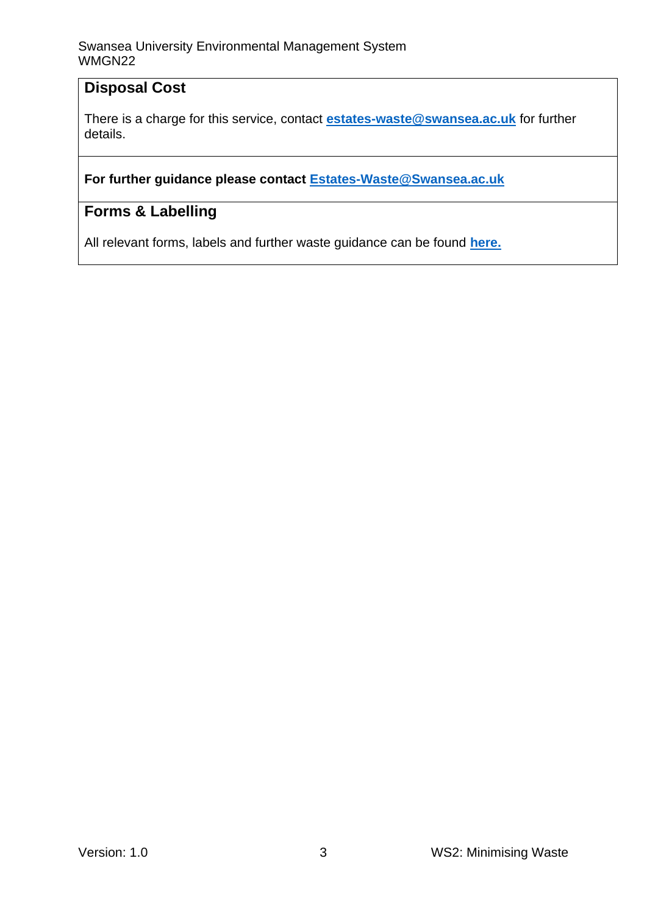## Disposal Cost

There is a charge for this service, contact **estates-waste@swansea.ac.uk** for further details.

**For further guidance please contact Estates-Waste@Swansea.ac.uk**

## Forms & Labelling

All relevant forms, labels and further waste guidance can be found **here.**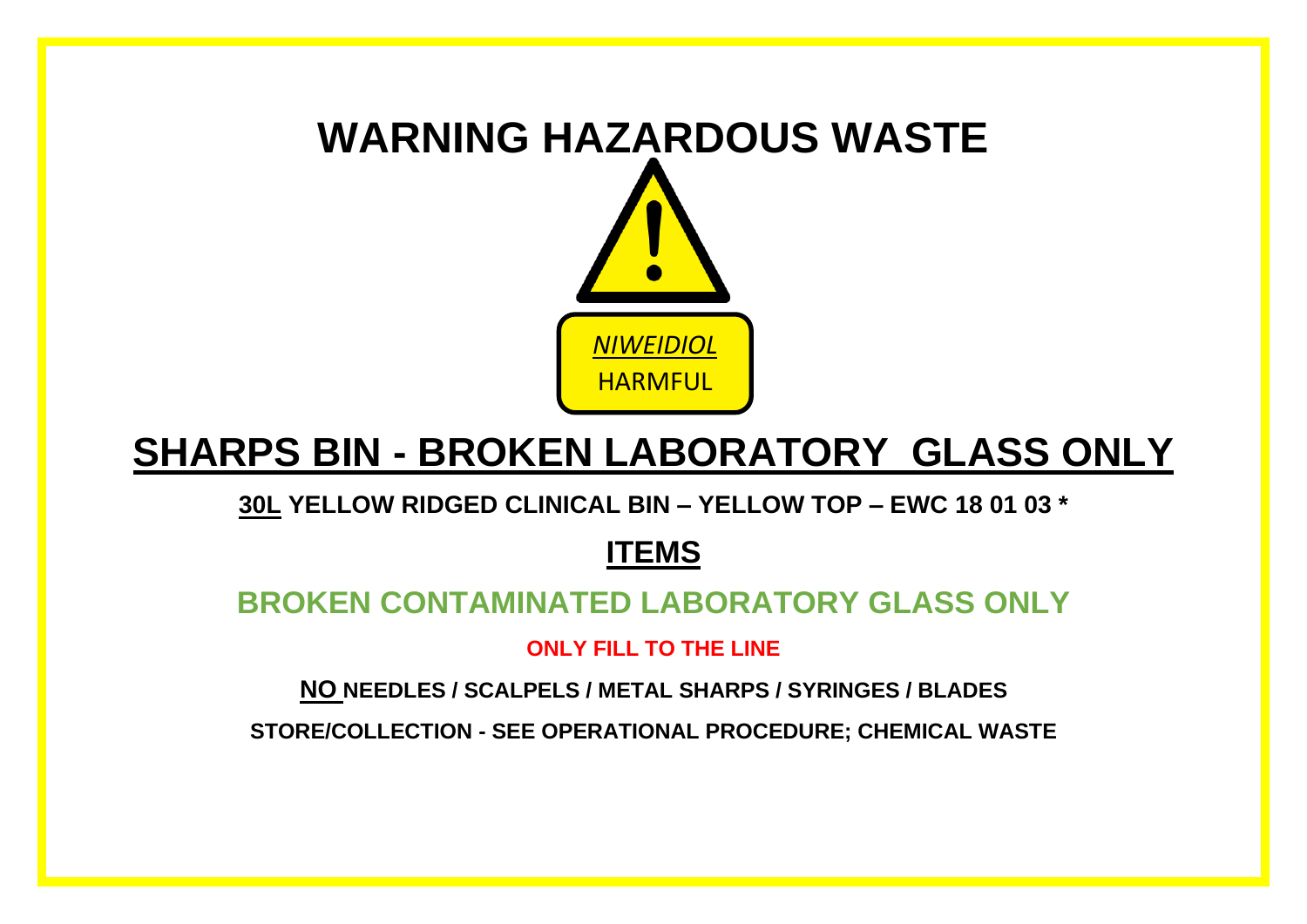# WARNING HAZARDOUS WASTE

*NIWEIDIOL*

HARMFUL

## SHARPS BIN - BROKEN LABORATORY GLASS ONLY

**30L YELLOW RIDGED CLINICAL BIN – YELLOW TOP – EWC 18 01 03 ***

### ITEMS

**BROKEN CONTAMINATED LABORATORY GLASS ONLY**

**ONLY FILL TO THE LINE**

**NO NEEDLES / SCALPELS / METAL SHARPS / SYRINGES / BLADES**

**STORE/COLLECTION - SEE OPERATIONAL PROCEDURE; CHEMICAL WASTE**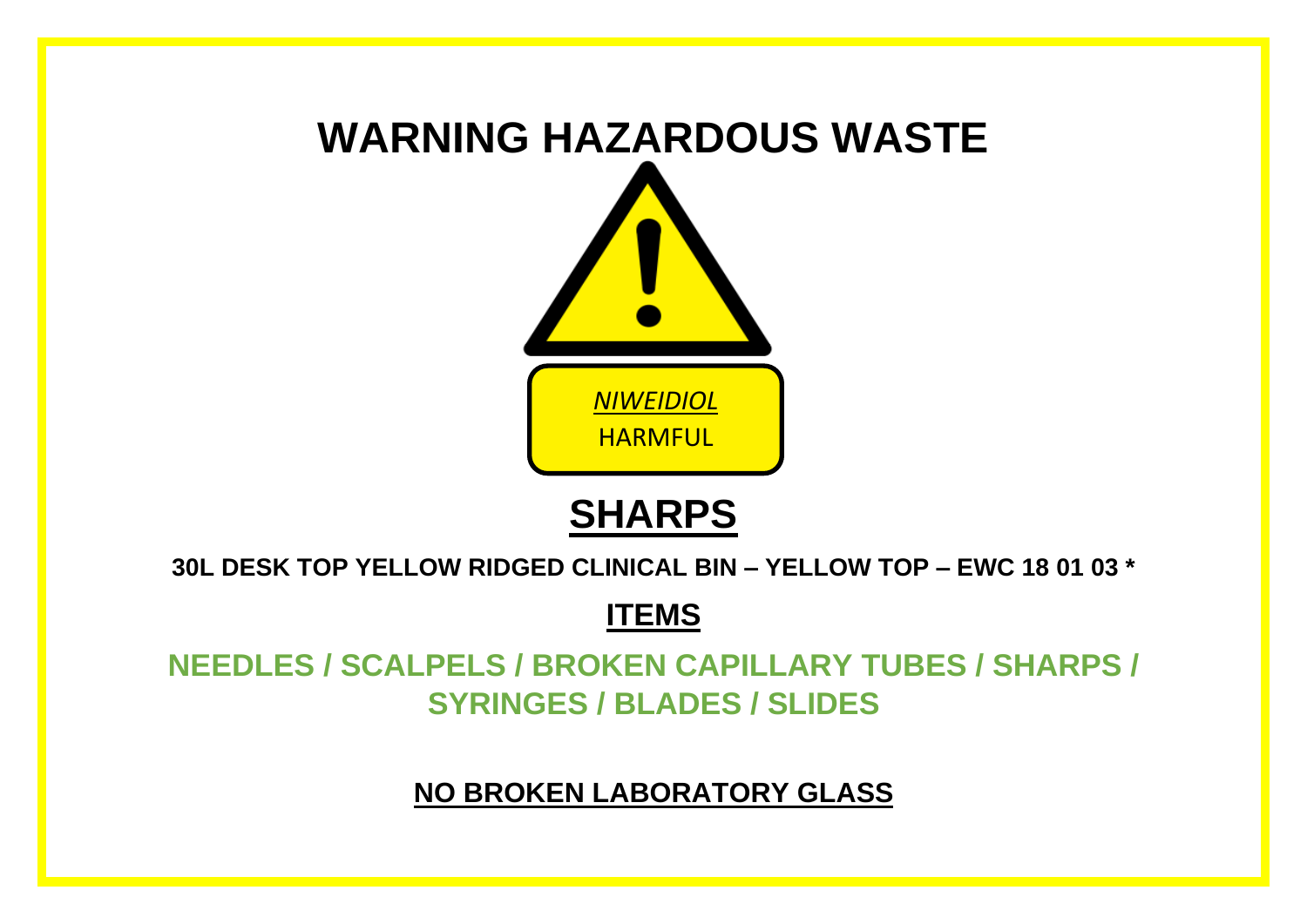# WARNING HAZARDOUS WASTE

*NIWEIDIOL*

HARMFUL

## SHARPS

**30L DESK TOP YELLOW RIDGED CLINICAL BIN – YELLOW TOP – EWC 18 01 03 ***

### ITEMS

**NEEDLES / SCALPELS / BROKEN CAPILLARY TUBES / SHARPS / SYRINGES / BLADES / SLIDES**

**NO BROKEN LABORATORY GLASS**